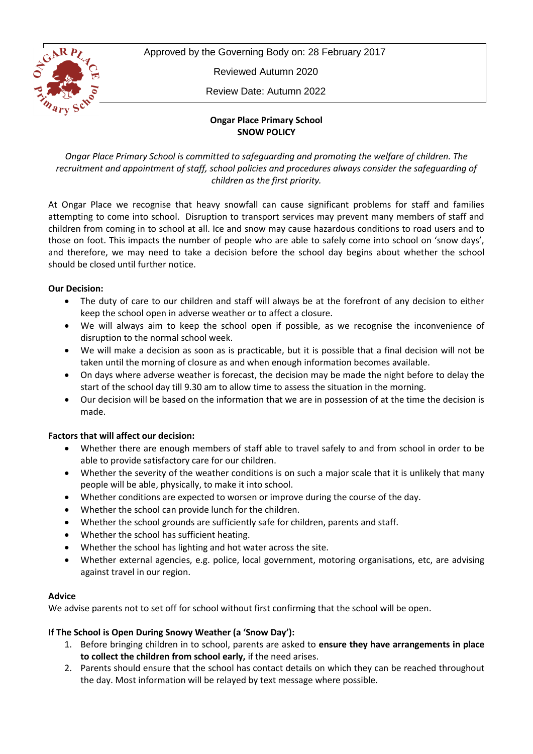Approved by the Governing Body on: 28 February 2017

Reviewed Autumn 2020

Review Date: Autumn 2022

**Ongar Place Primary School**
**SNOW POLICY**

*Ongar Place Primary School is committed to safeguarding and promoting the welfare of children. The recruitment and appointment of staff, school policies and procedures always consider the safeguarding of children as the first priority.*

At Ongar Place we recognise that heavy snowfall can cause significant problems for staff and families attempting to come into school. Disruption to transport services may prevent many members of staff and children from coming in to school at all. Ice and snow may cause hazardous conditions to road users and to those on foot. This impacts the number of people who are able to safely come into school on 'snow days', and therefore, we may need to take a decision before the school day begins about whether the school should be closed until further notice.

**Our Decision:**

- The duty of care to our children and staff will always be at the forefront of any decision to either keep the school open in adverse weather or to affect a closure.
- We will always aim to keep the school open if possible, as we recognise the inconvenience of disruption to the normal school week.
- We will make a decision as soon as is practicable, but it is possible that a final decision will not be taken until the morning of closure as and when enough information becomes available.
- On days where adverse weather is forecast, the decision may be made the night before to delay the start of the school day till 9.30 am to allow time to assess the situation in the morning.
- Our decision will be based on the information that we are in possession of at the time the decision is made.

**Factors that will affect our decision:**

- Whether there are enough members of staff able to travel safely to and from school in order to be able to provide satisfactory care for our children.
- Whether the severity of the weather conditions is on such a major scale that it is unlikely that many people will be able, physically, to make it into school.
- Whether conditions are expected to worsen or improve during the course of the day.
- Whether the school can provide lunch for the children.
- Whether the school grounds are sufficiently safe for children, parents and staff.
- Whether the school has sufficient heating.
- Whether the school has lighting and hot water across the site.
- Whether external agencies, e.g. police, local government, motoring organisations, etc, are advising against travel in our region.

**Advice**

We advise parents not to set off for school without first confirming that the school will be open.

**If The School is Open During Snowy Weather (a 'Snow Day'):**

1. Before bringing children in to school, parents are asked to **ensure they have arrangements in place to collect the children from school early,** if the need arises.
2. Parents should ensure that the school has contact details on which they can be reached throughout the day. Most information will be relayed by text message where possible.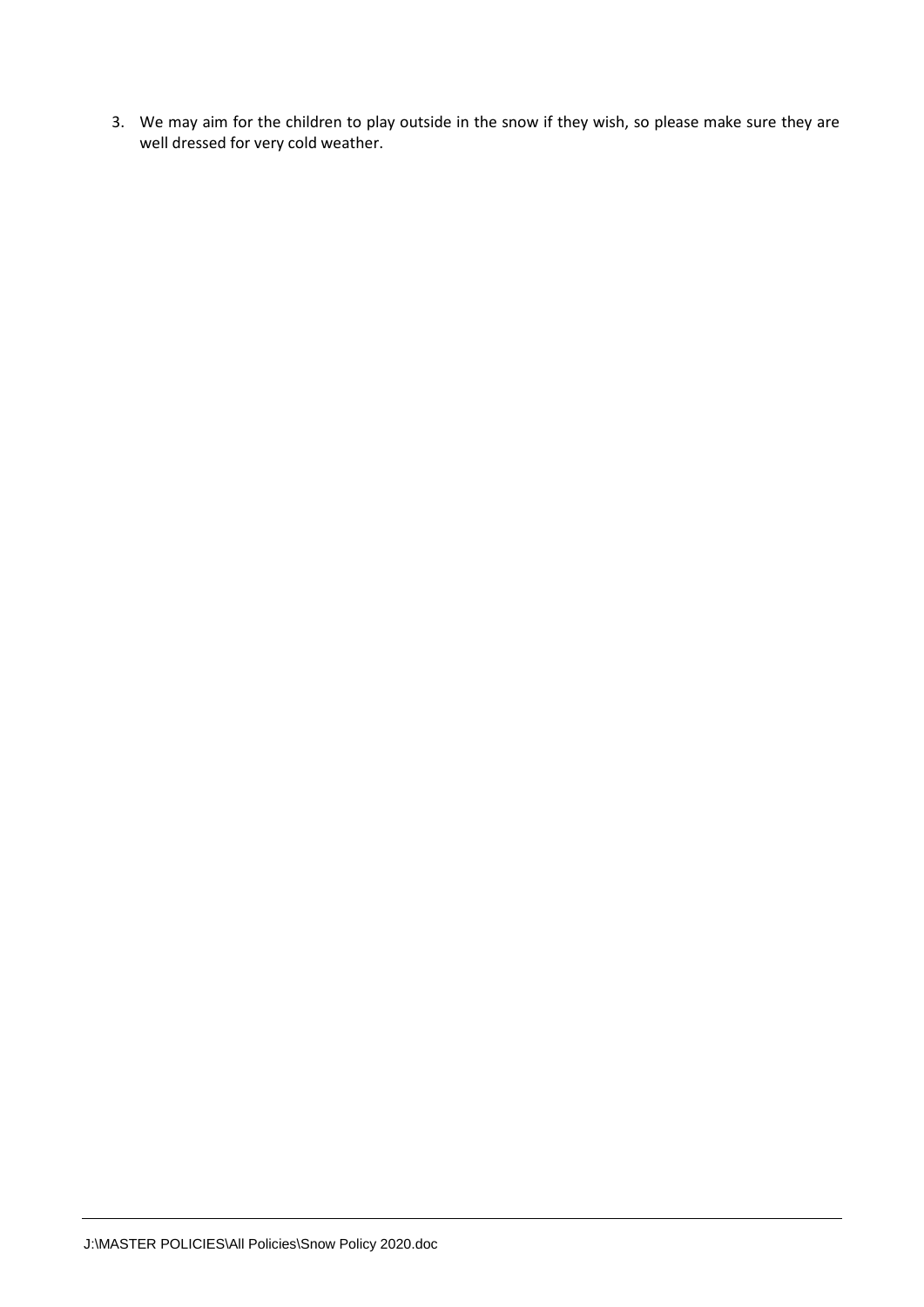3. We may aim for the children to play outside in the snow if they wish, so please make sure they are well dressed for very cold weather.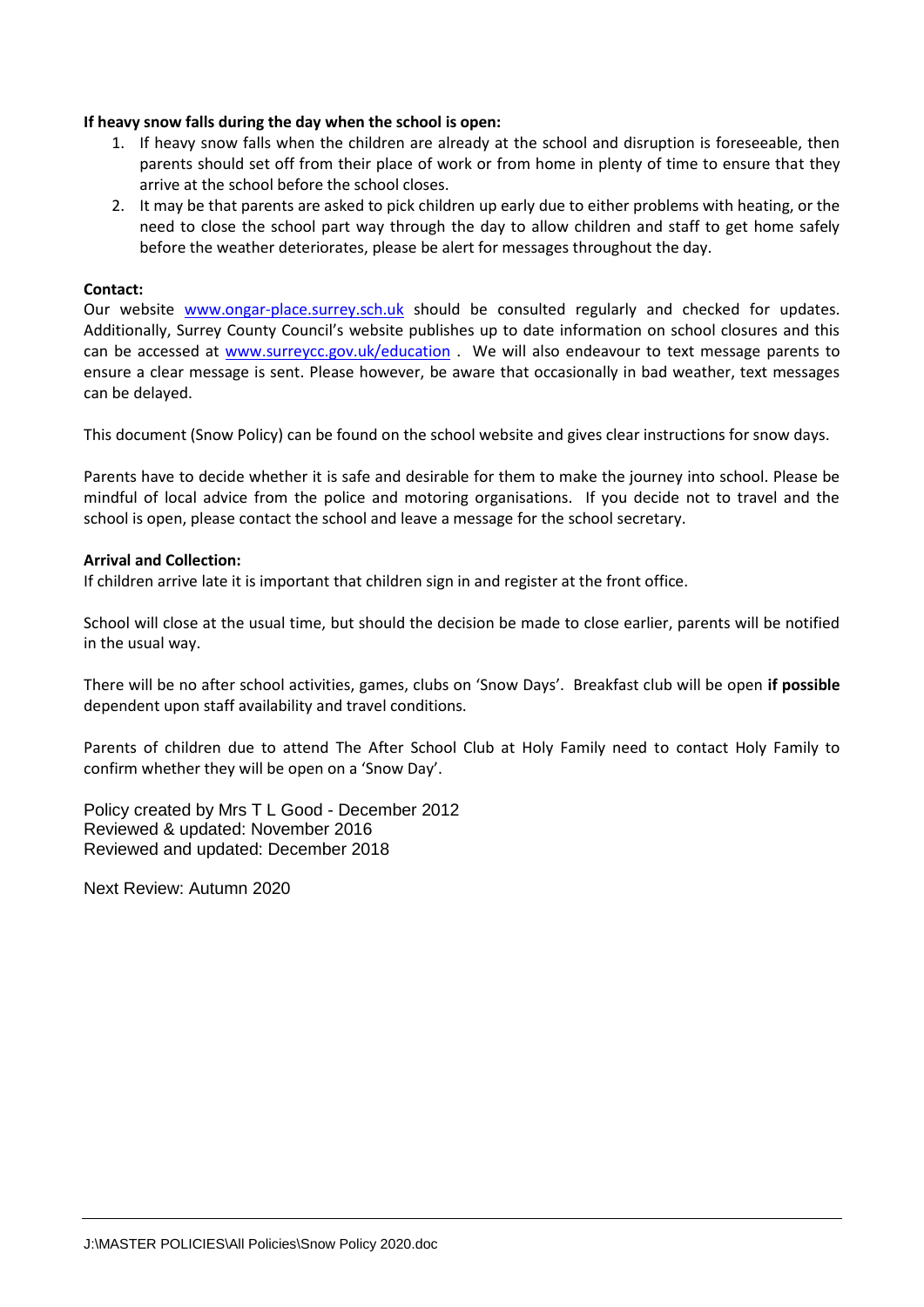**If heavy snow falls during the day when the school is open:**

1. If heavy snow falls when the children are already at the school and disruption is foreseeable, then parents should set off from their place of work or from home in plenty of time to ensure that they arrive at the school before the school closes.
2. It may be that parents are asked to pick children up early due to either problems with heating, or the need to close the school part way through the day to allow children and staff to get home safely before the weather deteriorates, please be alert for messages throughout the day.

**Contact:**

Our website www.ongar-place.surrey.sch.uk should be consulted regularly and checked for updates. Additionally, Surrey County Council's website publishes up to date information on school closures and this can be accessed at www.surreycc.gov.uk/education . We will also endeavour to text message parents to ensure a clear message is sent. Please however, be aware that occasionally in bad weather, text messages can be delayed.

This document (Snow Policy) can be found on the school website and gives clear instructions for snow days.

Parents have to decide whether it is safe and desirable for them to make the journey into school. Please be mindful of local advice from the police and motoring organisations. If you decide not to travel and the school is open, please contact the school and leave a message for the school secretary.

**Arrival and Collection:**

If children arrive late it is important that children sign in and register at the front office.

School will close at the usual time, but should the decision be made to close earlier, parents will be notified in the usual way.

There will be no after school activities, games, clubs on 'Snow Days'. Breakfast club will be open **if possible** dependent upon staff availability and travel conditions.

Parents of children due to attend The After School Club at Holy Family need to contact Holy Family to confirm whether they will be open on a 'Snow Day'.

Policy created by Mrs T L Good - December 2012
Reviewed & updated: November 2016
Reviewed and updated: December 2018

Next Review: Autumn 2020